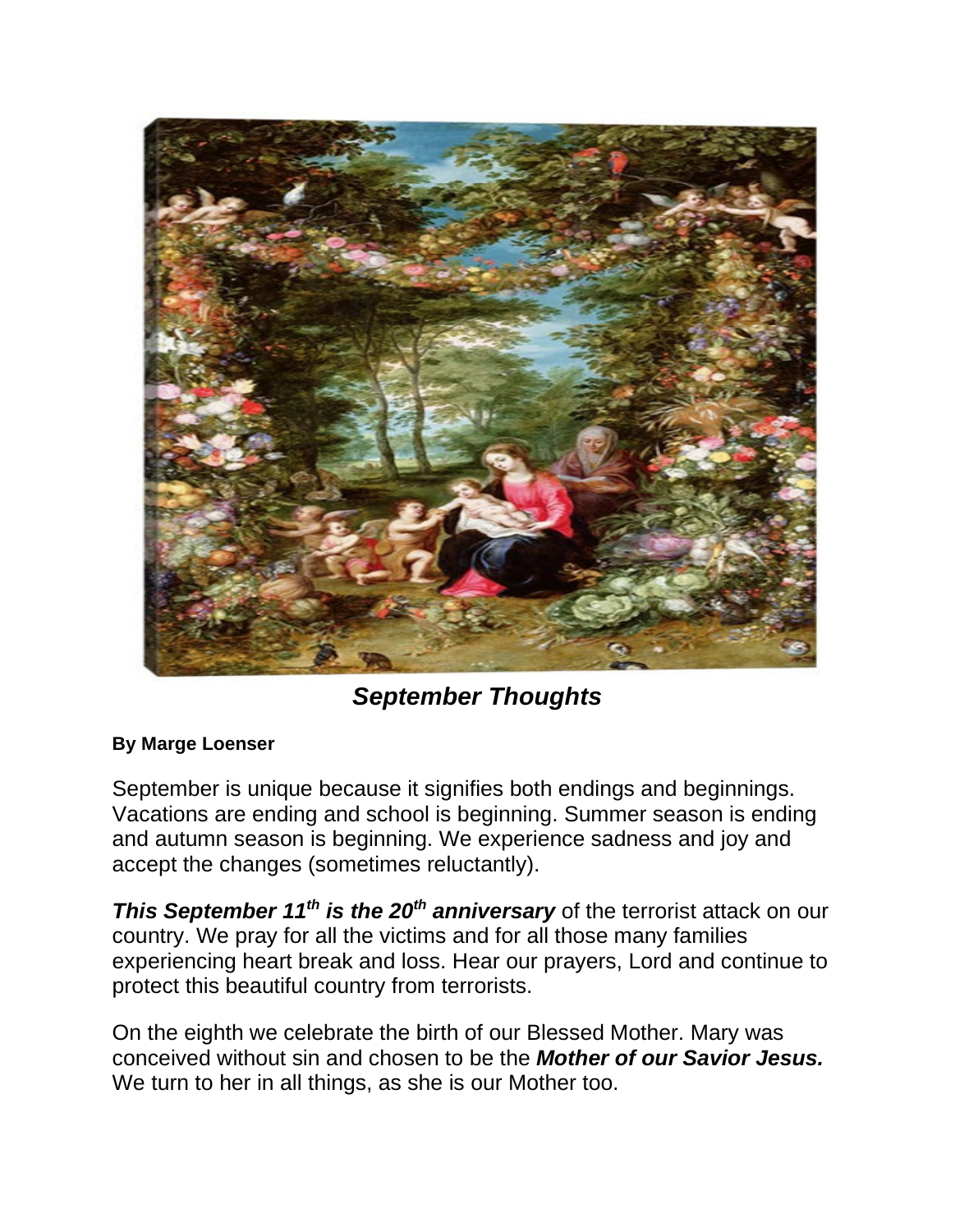# *September Thoughts*

**By Marge Loenser**

September is unique because it signifies both endings and beginnings. Vacations are ending and school is beginning. Summer season is ending and autumn season is beginning. We experience sadness and joy and accept the changes (sometimes reluctantly).

***This September 11th is the 20th anniversary*** of the terrorist attack on our country. We pray for all the victims and for all those many families experiencing heart break and loss. Hear our prayers, Lord and continue to protect this beautiful country from terrorists.

On the eighth we celebrate the birth of our Blessed Mother. Mary was conceived without sin and chosen to be the ***Mother of our Savior Jesus.*** We turn to her in all things, as she is our Mother too.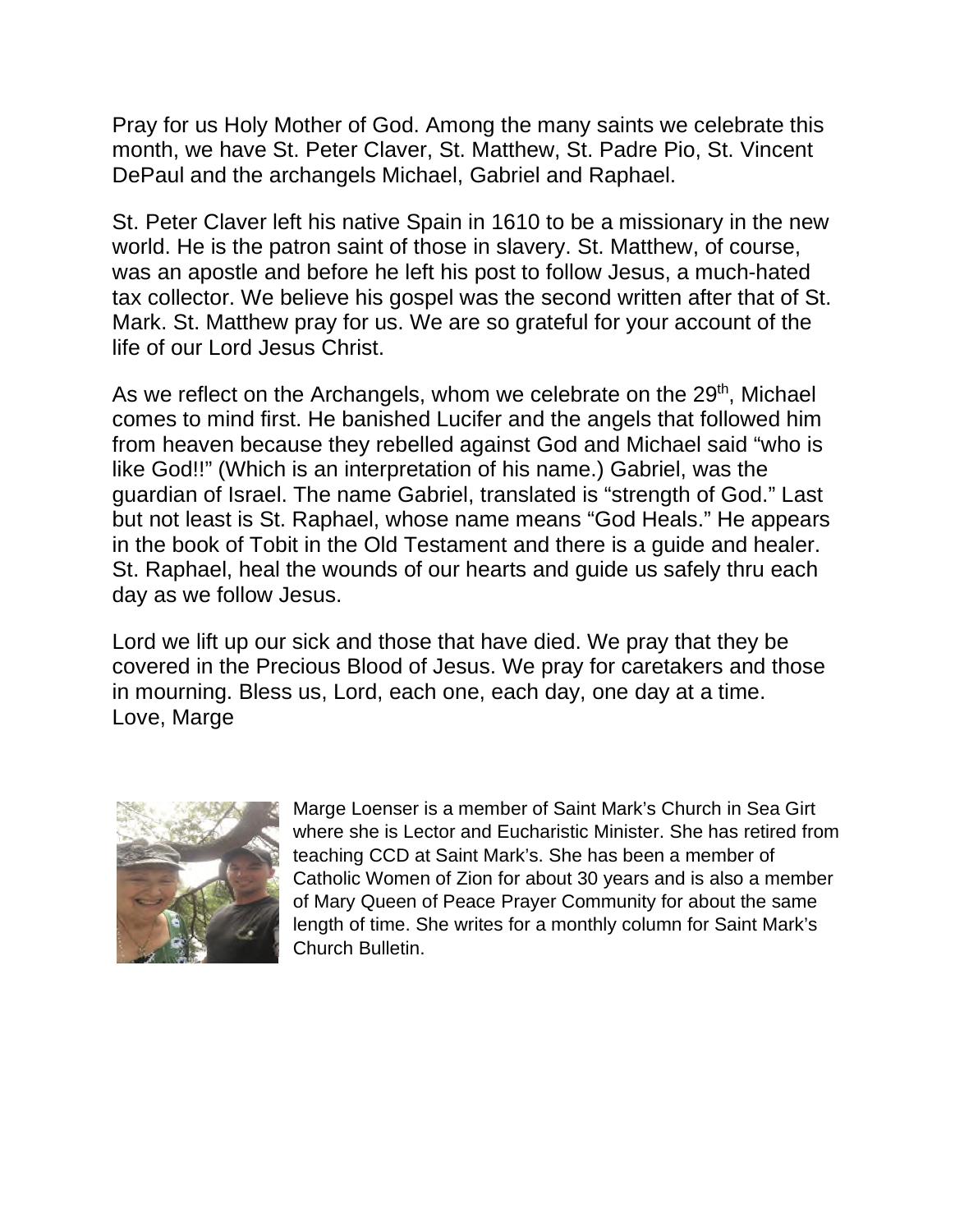Pray for us Holy Mother of God. Among the many saints we celebrate this month, we have St. Peter Claver, St. Matthew, St. Padre Pio, St. Vincent DePaul and the archangels Michael, Gabriel and Raphael.

St. Peter Claver left his native Spain in 1610 to be a missionary in the new world. He is the patron saint of those in slavery. St. Matthew, of course, was an apostle and before he left his post to follow Jesus, a much-hated tax collector. We believe his gospel was the second written after that of St. Mark. St. Matthew pray for us. We are so grateful for your account of the life of our Lord Jesus Christ.

As we reflect on the Archangels, whom we celebrate on the 29th, Michael comes to mind first. He banished Lucifer and the angels that followed him from heaven because they rebelled against God and Michael said "who is like God!!" (Which is an interpretation of his name.) Gabriel, was the guardian of Israel. The name Gabriel, translated is "strength of God." Last but not least is St. Raphael, whose name means "God Heals." He appears in the book of Tobit in the Old Testament and there is a guide and healer. St. Raphael, heal the wounds of our hearts and guide us safely thru each day as we follow Jesus.

Lord we lift up our sick and those that have died. We pray that they be covered in the Precious Blood of Jesus. We pray for caretakers and those in mourning. Bless us, Lord, each one, each day, one day at a time.
Love, Marge

Marge Loenser is a member of Saint Mark's Church in Sea Girt where she is Lector and Eucharistic Minister. She has retired from teaching CCD at Saint Mark's. She has been a member of Catholic Women of Zion for about 30 years and is also a member of Mary Queen of Peace Prayer Community for about the same length of time. She writes for a monthly column for Saint Mark's Church Bulletin.